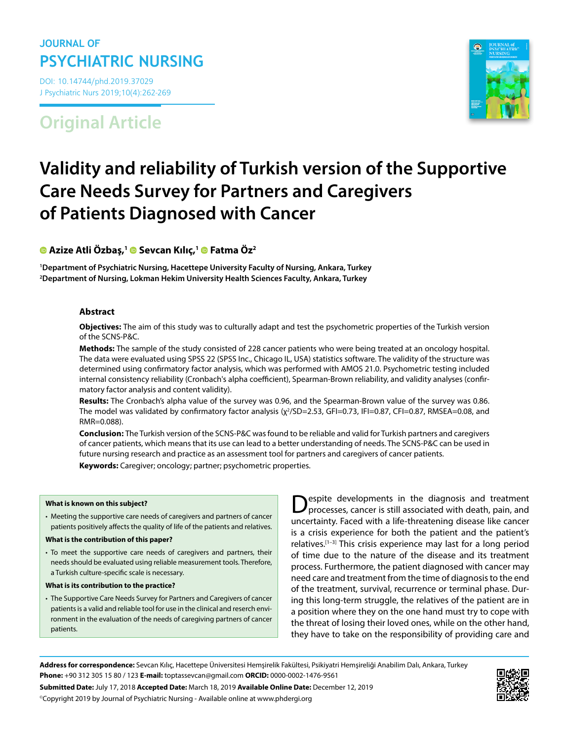# JOURNAL OF PSYCHIATRIC NURSING

DOI: 10.14744/phd.2019.37029

J Psychiatric Nurs 2019;10(4):262-269

## Original Article

# Validity and reliability of Turkish version of the Supportive Care Needs Survey for Partners and Caregivers of Patients Diagnosed with Cancer

**Azize Atli Özbaş,[1] Sevcan Kılıç,[1] Fatma Öz[2]**

[1]Department of Psychiatric Nursing, Hacettepe University Faculty of Nursing, Ankara, Turkey

[2]Department of Nursing, Lokman Hekim University Health Sciences Faculty, Ankara, Turkey

### Abstract

**Objectives:** The aim of this study was to culturally adapt and test the psychometric properties of the Turkish version of the SCNS-P&C.

**Methods:** The sample of the study consisted of 228 cancer patients who were being treated at an oncology hospital. The data were evaluated using SPSS 22 (SPSS Inc., Chicago IL, USA) statistics software. The validity of the structure was determined using confirmatory factor analysis, which was performed with AMOS 21.0. Psychometric testing included internal consistency reliability (Cronbach's alpha coefficient), Spearman-Brown reliability, and validity analyses (confirmatory factor analysis and content validity).

**Results:** The Cronbach's alpha value of the survey was 0.96, and the Spearman-Brown value of the survey was 0.86. The model was validated by confirmatory factor analysis ($\chi^2$/SD=2.53, GFI=0.73, IFI=0.87, CFI=0.87, RMSEA=0.08, and RMR=0.088).

**Conclusion:** The Turkish version of the SCNS-P&C was found to be reliable and valid for Turkish partners and caregivers of cancer patients, which means that its use can lead to a better understanding of needs. The SCNS-P&C can be used in future nursing research and practice as an assessment tool for partners and caregivers of cancer patients.

**Keywords:** Caregiver; oncology; partner; psychometric properties.

**What is known on this subject?**

- Meeting the supportive care needs of caregivers and partners of cancer patients positively affects the quality of life of the patients and relatives.

**What is the contribution of this paper?**

- To meet the supportive care needs of caregivers and partners, their needs should be evaluated using reliable measurement tools. Therefore, a Turkish culture-specific scale is necessary.

**What is its contribution to the practice?**

- The Supportive Care Needs Survey for Partners and Caregivers of cancer patients is a valid and reliable tool for use in the clinical and reserch environment in the evaluation of the needs of caregiving partners of cancer patients.

Despite developments in the diagnosis and treatment processes, cancer is still associated with death, pain, and uncertainty. Faced with a life-threatening disease like cancer is a crisis experience for both the patient and the patient's relatives.[1–3] This crisis experience may last for a long period of time due to the nature of the disease and its treatment process. Furthermore, the patient diagnosed with cancer may need care and treatment from the time of diagnosis to the end of the treatment, survival, recurrence or terminal phase. During this long-term struggle, the relatives of the patient are in a position where they on the one hand must try to cope with the threat of losing their loved ones, while on the other hand, they have to take on the responsibility of providing care and

**Address for correspondence:** Sevcan Kılıç, Hacettepe Üniversitesi Hemşirelik Fakültesi, Psikiyatri Hemşireliği Anabilim Dalı, Ankara, Turkey

**Phone:** +90 312 305 15 80 / 123 **E-mail:** toptassevcan@gmail.com **ORCID:** 0000-0002-1476-9561

**Submitted Date:** July 17, 2018 **Accepted Date:** March 18, 2019 **Available Online Date:** December 12, 2019

©Copyright 2019 by Journal of Psychiatric Nursing - Available online at www.phdergi.org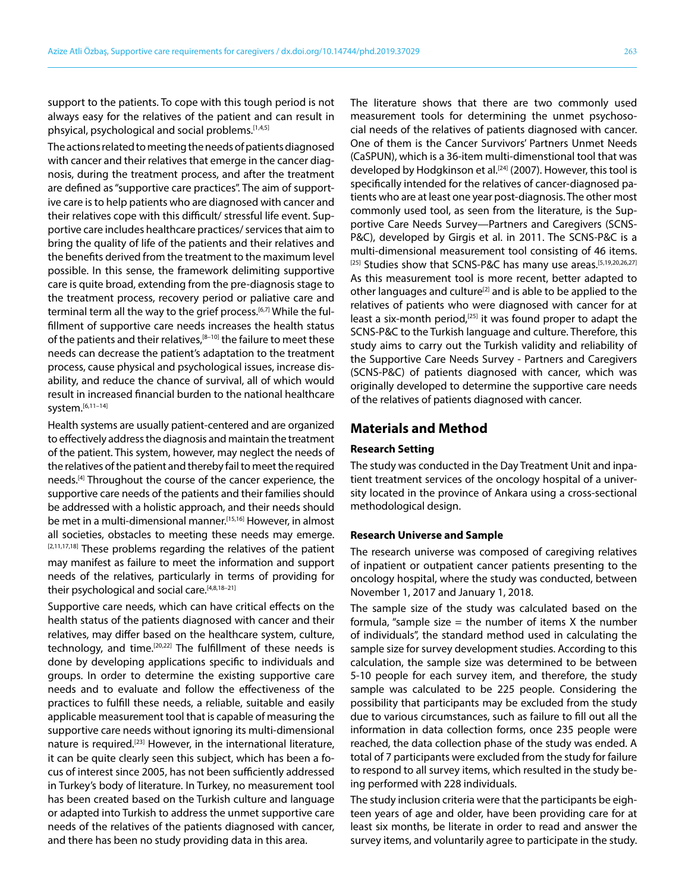support to the patients. To cope with this tough period is not always easy for the relatives of the patient and can result in phsyical, psychological and social problems.[1,4,5]

The actions related to meeting the needs of patients diagnosed with cancer and their relatives that emerge in the cancer diagnosis, during the treatment process, and after the treatment are defined as "supportive care practices". The aim of supportive care is to help patients who are diagnosed with cancer and their relatives cope with this difficult/ stressful life event. Supportive care includes healthcare practices/ services that aim to bring the quality of life of the patients and their relatives and the benefits derived from the treatment to the maximum level possible. In this sense, the framework delimiting supportive care is quite broad, extending from the pre-diagnosis stage to the treatment process, recovery period or paliative care and terminal term all the way to the grief process.[6,7] While the fulfillment of supportive care needs increases the health status of the patients and their relatives,[8–10] the failure to meet these needs can decrease the patient's adaptation to the treatment process, cause physical and psychological issues, increase disability, and reduce the chance of survival, all of which would result in increased financial burden to the national healthcare system.[6,11–14]

Health systems are usually patient-centered and are organized to effectively address the diagnosis and maintain the treatment of the patient. This system, however, may neglect the needs of the relatives of the patient and thereby fail to meet the required needs.[4] Throughout the course of the cancer experience, the supportive care needs of the patients and their families should be addressed with a holistic approach, and their needs should be met in a multi-dimensional manner.[15,16] However, in almost all societies, obstacles to meeting these needs may emerge.[2,11,17,18] These problems regarding the relatives of the patient may manifest as failure to meet the information and support needs of the relatives, particularly in terms of providing for their psychological and social care.[4,8,18–21]

Supportive care needs, which can have critical effects on the health status of the patients diagnosed with cancer and their relatives, may differ based on the healthcare system, culture, technology, and time.[20,22] The fulfillment of these needs is done by developing applications specific to individuals and groups. In order to determine the existing supportive care needs and to evaluate and follow the effectiveness of the practices to fulfill these needs, a reliable, suitable and easily applicable measurement tool that is capable of measuring the supportive care needs without ignoring its multi-dimensional nature is required.[23] However, in the international literature, it can be quite clearly seen this subject, which has been a focus of interest since 2005, has not been sufficiently addressed in Turkey's body of literature. In Turkey, no measurement tool has been created based on the Turkish culture and language or adapted into Turkish to address the unmet supportive care needs of the relatives of the patients diagnosed with cancer, and there has been no study providing data in this area.

The literature shows that there are two commonly used measurement tools for determining the unmet psychosocial needs of the relatives of patients diagnosed with cancer. One of them is the Cancer Survivors' Partners Unmet Needs (CaSPUN), which is a 36-item multi-dimensional tool that was developed by Hodgkinson et al.[24] (2007). However, this tool is specifically intended for the relatives of cancer-diagnosed patients who are at least one year post-diagnosis. The other most commonly used tool, as seen from the literature, is the Supportive Care Needs Survey—Partners and Caregivers (SCNS-P&C), developed by Girgis et al. in 2011. The SCNS-P&C is a multi-dimensional measurement tool consisting of 46 items.[25] Studies show that SCNS-P&C has many use areas.[5,19,20,26,27] As this measurement tool is more recent, better adapted to other languages and culture[2] and is able to be applied to the relatives of patients who were diagnosed with cancer for at least a six-month period,[25] it was found proper to adapt the SCNS-P&C to the Turkish language and culture. Therefore, this study aims to carry out the Turkish validity and reliability of the Supportive Care Needs Survey - Partners and Caregivers (SCNS-P&C) of patients diagnosed with cancer, which was originally developed to determine the supportive care needs of the relatives of patients diagnosed with cancer.

## Materials and Method

### Research Setting

The study was conducted in the Day Treatment Unit and inpatient treatment services of the oncology hospital of a university located in the province of Ankara using a cross-sectional methodological design.

### Research Universe and Sample

The research universe was composed of caregiving relatives of inpatient or outpatient cancer patients presenting to the oncology hospital, where the study was conducted, between November 1, 2017 and January 1, 2018.

The sample size of the study was calculated based on the formula, "sample size = the number of items X the number of individuals", the standard method used in calculating the sample size for survey development studies. According to this calculation, the sample size was determined to be between 5-10 people for each survey item, and therefore, the study sample was calculated to be 225 people. Considering the possibility that participants may be excluded from the study due to various circumstances, such as failure to fill out all the information in data collection forms, once 235 people were reached, the data collection phase of the study was ended. A total of 7 participants were excluded from the study for failure to respond to all survey items, which resulted in the study being performed with 228 individuals.

The study inclusion criteria were that the participants be eighteen years of age and older, have been providing care for at least six months, be literate in order to read and answer the survey items, and voluntarily agree to participate in the study.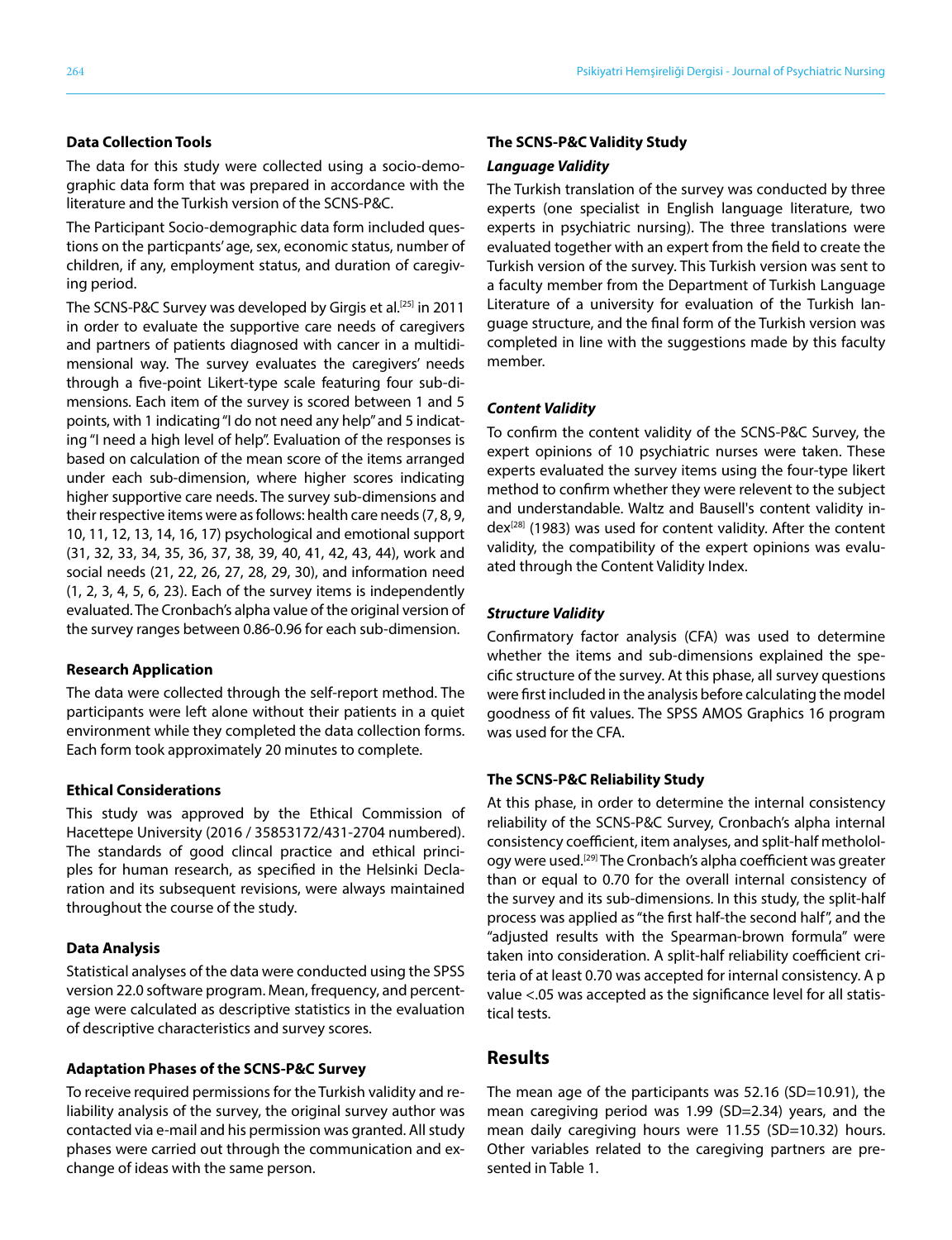### Data Collection Tools

The data for this study were collected using a socio-demographic data form that was prepared in accordance with the literature and the Turkish version of the SCNS-P&C.

The Participant Socio-demographic data form included questions on the particpants' age, sex, economic status, number of children, if any, employment status, and duration of caregiving period.

The SCNS-P&C Survey was developed by Girgis et al.[25] in 2011 in order to evaluate the supportive care needs of caregivers and partners of patients diagnosed with cancer in a multidimensional way. The survey evaluates the caregivers' needs through a five-point Likert-type scale featuring four sub-dimensions. Each item of the survey is scored between 1 and 5 points, with 1 indicating "I do not need any help" and 5 indicating "I need a high level of help". Evaluation of the responses is based on calculation of the mean score of the items arranged under each sub-dimension, where higher scores indicating higher supportive care needs. The survey sub-dimensions and their respective items were as follows: health care needs (7, 8, 9, 10, 11, 12, 13, 14, 16, 17) psychological and emotional support (31, 32, 33, 34, 35, 36, 37, 38, 39, 40, 41, 42, 43, 44), work and social needs (21, 22, 26, 27, 28, 29, 30), and information need (1, 2, 3, 4, 5, 6, 23). Each of the survey items is independently evaluated. The Cronbach's alpha value of the original version of the survey ranges between 0.86-0.96 for each sub-dimension.

### Research Application

The data were collected through the self-report method. The participants were left alone without their patients in a quiet environment while they completed the data collection forms. Each form took approximately 20 minutes to complete.

### Ethical Considerations

This study was approved by the Ethical Commission of Hacettepe University (2016 / 35853172/431-2704 numbered). The standards of good clincal practice and ethical principles for human research, as specified in the Helsinki Declaration and its subsequent revisions, were always maintained throughout the course of the study.

### Data Analysis

Statistical analyses of the data were conducted using the SPSS version 22.0 software program. Mean, frequency, and percentage were calculated as descriptive statistics in the evaluation of descriptive characteristics and survey scores.

### Adaptation Phases of the SCNS-P&C Survey

To receive required permissions for the Turkish validity and reliability analysis of the survey, the original survey author was contacted via e-mail and his permission was granted. All study phases were carried out through the communication and exchange of ideas with the same person.

### The SCNS-P&C Validity Study

#### *Language Validity*

The Turkish translation of the survey was conducted by three experts (one specialist in English language literature, two experts in psychiatric nursing). The three translations were evaluated together with an expert from the field to create the Turkish version of the survey. This Turkish version was sent to a faculty member from the Department of Turkish Language Literature of a university for evaluation of the Turkish language structure, and the final form of the Turkish version was completed in line with the suggestions made by this faculty member.

#### *Content Validity*

To confirm the content validity of the SCNS-P&C Survey, the expert opinions of 10 psychiatric nurses were taken. These experts evaluated the survey items using the four-type likert method to confirm whether they were relevant to the subject and understandable. Waltz and Bausell's content validity index[28] (1983) was used for content validity. After the content validity, the compatibility of the expert opinions was evaluated through the Content Validity Index.

#### *Structure Validity*

Confirmatory factor analysis (CFA) was used to determine whether the items and sub-dimensions explained the specific structure of the survey. At this phase, all survey questions were first included in the analysis before calculating the model goodness of fit values. The SPSS AMOS Graphics 16 program was used for the CFA.

### The SCNS-P&C Reliability Study

At this phase, in order to determine the internal consistency reliability of the SCNS-P&C Survey, Cronbach's alpha internal consistency coefficient, item analyses, and split-half metholology were used.[29] The Cronbach's alpha coefficient was greater than or equal to 0.70 for the overall internal consistency of the survey and its sub-dimensions. In this study, the split-half process was applied as "the first half-the second half", and the "adjusted results with the Spearman-brown formula" were taken into consideration. A split-half reliability coefficient criteria of at least 0.70 was accepted for internal consistency. A p value <.05 was accepted as the significance level for all statistical tests.

## Results

The mean age of the participants was 52.16 (SD=10.91), the mean caregiving period was 1.99 (SD=2.34) years, and the mean daily caregiving hours were 11.55 (SD=10.32) hours. Other variables related to the caregiving partners are presented in Table 1.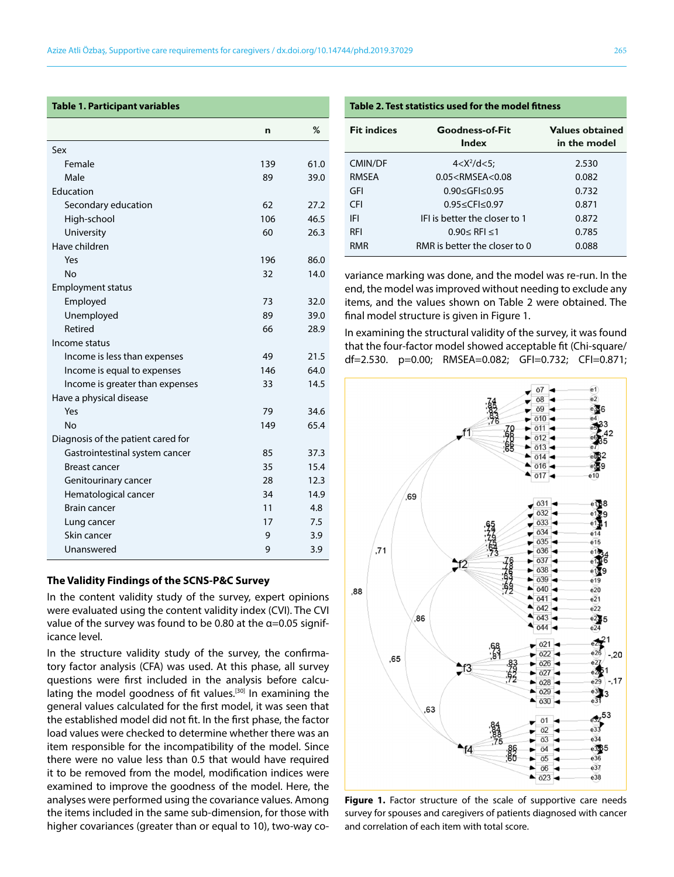**Table 1. Participant variables**

| | n | % |
|---|---|---|
| Sex | | |
| Female | 139 | 61.0 |
| Male | 89 | 39.0 |
| Education | | |
| Secondary education | 62 | 27.2 |
| High-school | 106 | 46.5 |
| University | 60 | 26.3 |
| Have children | | |
| Yes | 196 | 86.0 |
| No | 32 | 14.0 |
| Employment status | | |
| Employed | 73 | 32.0 |
| Unemployed | 89 | 39.0 |
| Retired | 66 | 28.9 |
| Income status | | |
| Income is less than expenses | 49 | 21.5 |
| Income is equal to expenses | 146 | 64.0 |
| Income is greater than expenses | 33 | 14.5 |
| Have a physical disease | | |
| Yes | 79 | 34.6 |
| No | 149 | 65.4 |
| Diagnosis of the patient cared for | | |
| Gastrointestinal system cancer | 85 | 37.3 |
| Breast cancer | 35 | 15.4 |
| Genitourinary cancer | 28 | 12.3 |
| Hematological cancer | 34 | 14.9 |
| Brain cancer | 11 | 4.8 |
| Lung cancer | 17 | 7.5 |
| Skin cancer | 9 | 3.9 |
| Unanswered | 9 | 3.9 |

### The Validity Findings of the SCNS-P&C Survey

In the content validity study of the survey, expert opinions were evaluated using the content validity index (CVI). The CVI value of the survey was found to be 0.80 at the α=0.05 significance level.

In the structure validity study of the survey, the confirmatory factor analysis (CFA) was used. At this phase, all survey questions were first included in the analysis before calculating the model goodness of fit values.[30] In examining the general values calculated for the first model, it was seen that the established model did not fit. In the first phase, the factor load values were checked to determine whether there was an item responsible for the incompatibility of the model. Since there were no value less than 0.5 that would have required it to be removed from the model, modification indices were examined to improve the goodness of the model. Here, the analyses were performed using the covariance values. Among the items included in the same sub-dimension, for those with higher covariances (greater than or equal to 10), two-way covariance marking was done, and the model was re-run. In the end, the model was improved without needing to exclude any items, and the values shown on Table 2 were obtained. The final model structure is given in Figure 1.

**Table 2. Test statistics used for the model fitness**

| Fit indices | Goodness-of-Fit Index | Values obtained in the model |
|---|---|---|
| CMIN/DF | $4<X^2/d<5$; | 2.530 |
| RMSEA | 0.05<RMSEA<0.08 | 0.082 |
| GFI | 0.90≤GFI≤0.95 | 0.732 |
| CFI | 0.95≤CFI≤0.97 | 0.871 |
| IFI | IFI is better the closer to 1 | 0.872 |
| RFI | 0.90≤ RFI ≤1 | 0.785 |
| RMR | RMR is better the closer to 0 | 0.088 |

In examining the structural validity of the survey, it was found that the four-factor model showed acceptable fit (Chi-square/df=2.530. p=0.00; RMSEA=0.082; GFI=0.732; CFI=0.871;

**Figure 1.** Factor structure of the scale of supportive care needs survey for spouses and caregivers of patients diagnosed with cancer and correlation of each item with total score.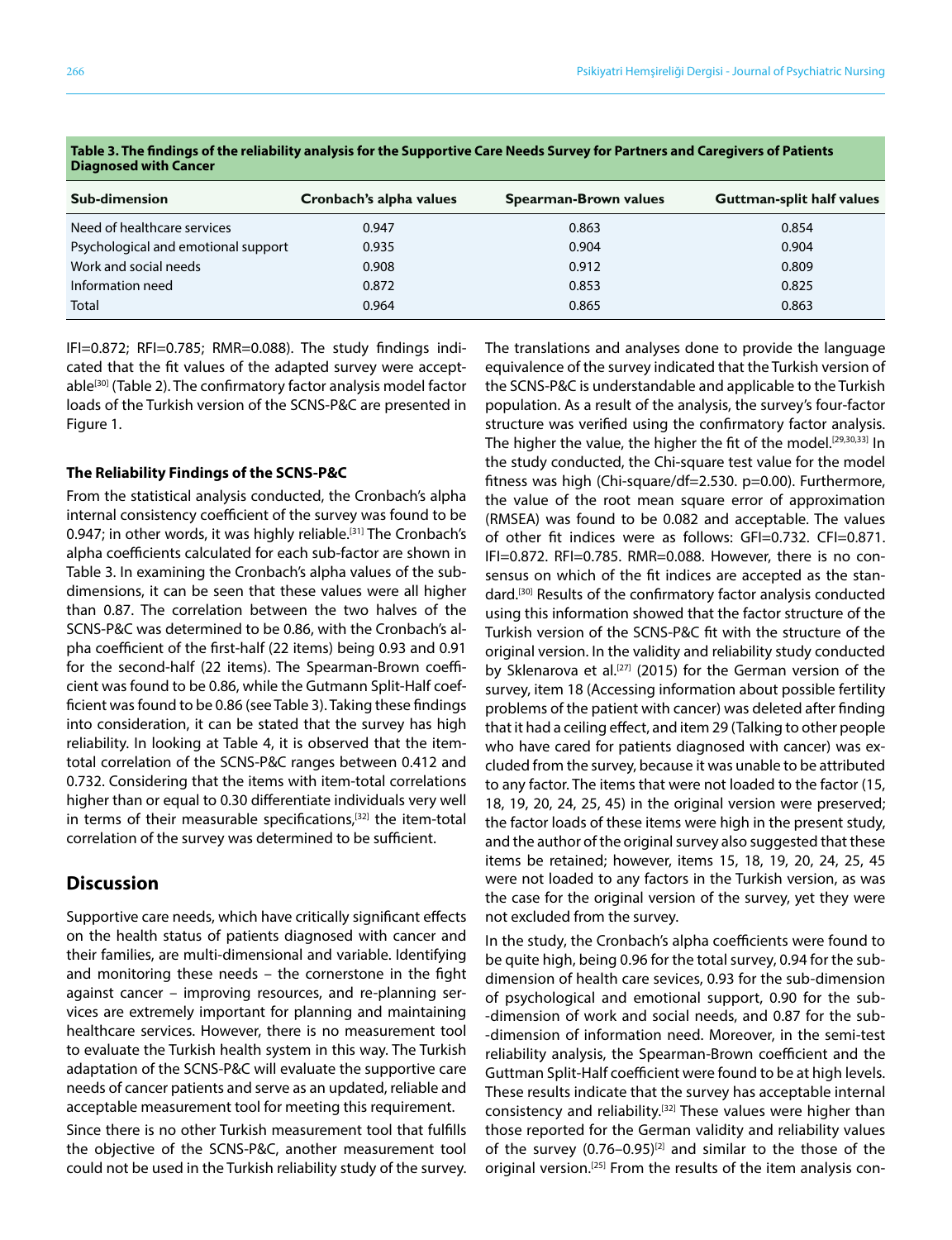**Table 3. The findings of the reliability analysis for the Supportive Care Needs Survey for Partners and Caregivers of Patients Diagnosed with Cancer**

| Sub-dimension | Cronbach's alpha values | Spearman-Brown values | Guttman-split half values |
|---|---|---|---|
| Need of healthcare services | 0.947 | 0.863 | 0.854 |
| Psychological and emotional support | 0.935 | 0.904 | 0.904 |
| Work and social needs | 0.908 | 0.912 | 0.809 |
| Information need | 0.872 | 0.853 | 0.825 |
| Total | 0.964 | 0.865 | 0.863 |

IFI=0.872; RFI=0.785; RMR=0.088). The study findings indicated that the fit values of the adapted survey were acceptable[30] (Table 2). The confirmatory factor analysis model factor loads of the Turkish version of the SCNS-P&C are presented in Figure 1.

### The Reliability Findings of the SCNS-P&C

From the statistical analysis conducted, the Cronbach's alpha internal consistency coefficient of the survey was found to be 0.947; in other words, it was highly reliable.[31] The Cronbach's alpha coefficients calculated for each sub-factor are shown in Table 3. In examining the Cronbach's alpha values of the sub-dimensions, it can be seen that these values were all higher than 0.87. The correlation between the two halves of the SCNS-P&C was determined to be 0.86, with the Cronbach's alpha coefficient of the first-half (22 items) being 0.93 and 0.91 for the second-half (22 items). The Spearman-Brown coefficient was found to be 0.86, while the Gutmann Split-Half coefficient was found to be 0.86 (see Table 3). Taking these findings into consideration, it can be stated that the survey has high reliability. In looking at Table 4, it is observed that the item-total correlation of the SCNS-P&C ranges between 0.412 and 0.732. Considering that the items with item-total correlations higher than or equal to 0.30 differentiate individuals very well in terms of their measurable specifications,[32] the item-total correlation of the survey was determined to be sufficient.

## Discussion

Supportive care needs, which have critically significant effects on the health status of patients diagnosed with cancer and their families, are multi-dimensional and variable. Identifying and monitoring these needs – the cornerstone in the fight against cancer – improving resources, and re-planning services are extremely important for planning and maintaining healthcare services. However, there is no measurement tool to evaluate the Turkish health system in this way. The Turkish adaptation of the SCNS-P&C will evaluate the supportive care needs of cancer patients and serve as an updated, reliable and acceptable measurement tool for meeting this requirement.

Since there is no other Turkish measurement tool that fulfills the objective of the SCNS-P&C, another measurement tool could not be used in the Turkish reliability study of the survey. The translations and analyses done to provide the language equivalence of the survey indicated that the Turkish version of the SCNS-P&C is understandable and applicable to the Turkish population. As a result of the analysis, the survey's four-factor structure was verified using the confirmatory factor analysis. The higher the value, the higher the fit of the model.[29,30,33] In the study conducted, the Chi-square test value for the model fitness was high (Chi-square/df=2.530. p=0.00). Furthermore, the value of the root mean square error of approximation (RMSEA) was found to be 0.082 and acceptable. The values of other fit indices were as follows: GFI=0.732. CFI=0.871. IFI=0.872. RFI=0.785. RMR=0.088. However, there is no consensus on which of the fit indices are accepted as the standard.[30] Results of the confirmatory factor analysis conducted using this information showed that the factor structure of the Turkish version of the SCNS-P&C fit with the structure of the original version. In the validity and reliability study conducted by Sklenarova et al.[27] (2015) for the German version of the survey, item 18 (Accessing information about possible fertility problems of the patient with cancer) was deleted after finding that it had a ceiling effect, and item 29 (Talking to other people who have cared for patients diagnosed with cancer) was excluded from the survey, because it was unable to be attributed to any factor. The items that were not loaded to the factor (15, 18, 19, 20, 24, 25, 45) in the original version were preserved; the factor loads of these items were high in the present study, and the author of the original survey also suggested that these items be retained; however, items 15, 18, 19, 20, 24, 25, 45 were not loaded to any factors in the Turkish version, as was the case for the original version of the survey, yet they were not excluded from the survey.

In the study, the Cronbach's alpha coefficients were found to be quite high, being 0.96 for the total survey, 0.94 for the sub-dimension of health care sevices, 0.93 for the sub-dimension of psychological and emotional support, 0.90 for the sub--dimension of work and social needs, and 0.87 for the sub--dimension of information need. Moreover, in the semi-test reliability analysis, the Spearman-Brown coefficient and the Guttman Split-Half coefficient were found to be at high levels. These results indicate that the survey has acceptable internal consistency and reliability.[32] These values were higher than those reported for the German validity and reliability values of the survey (0.76–0.95)[2] and similar to the those of the original version.[25] From the results of the item analysis con-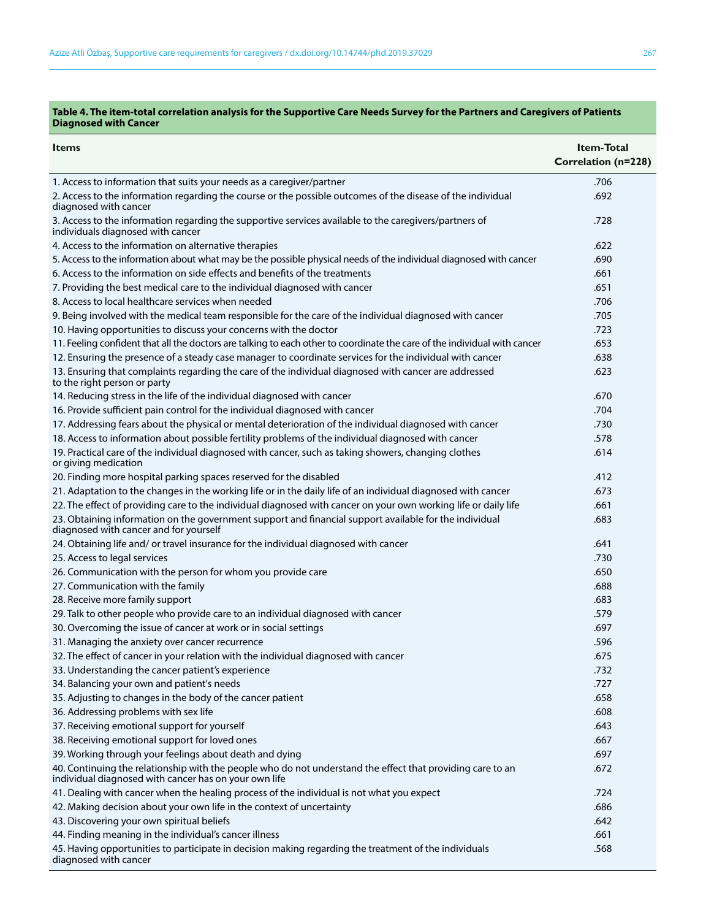**Table 4. The item-total correlation analysis for the Supportive Care Needs Survey for the Partners and Caregivers of Patients Diagnosed with Cancer**

| Items | Item-Total Correlation (n=228) |
|---|---|
| 1. Access to information that suits your needs as a caregiver/partner | .706 |
| 2. Access to the information regarding the course or the possible outcomes of the disease of the individual diagnosed with cancer | .692 |
| 3. Access to the information regarding the supportive services available to the caregivers/partners of individuals diagnosed with cancer | .728 |
| 4. Access to the information on alternative therapies | .622 |
| 5. Access to the information about what may be the possible physical needs of the individual diagnosed with cancer | .690 |
| 6. Access to the information on side effects and benefits of the treatments | .661 |
| 7. Providing the best medical care to the individual diagnosed with cancer | .651 |
| 8. Access to local healthcare services when needed | .706 |
| 9. Being involved with the medical team responsible for the care of the individual diagnosed with cancer | .705 |
| 10. Having opportunities to discuss your concerns with the doctor | .723 |
| 11. Feeling confident that all the doctors are talking to each other to coordinate the care of the individual with cancer | .653 |
| 12. Ensuring the presence of a steady case manager to coordinate services for the individual with cancer | .638 |
| 13. Ensuring that complaints regarding the care of the individual diagnosed with cancer are addressed to the right person or party | .623 |
| 14. Reducing stress in the life of the individual diagnosed with cancer | .670 |
| 16. Provide sufficient pain control for the individual diagnosed with cancer | .704 |
| 17. Addressing fears about the physical or mental deterioration of the individual diagnosed with cancer | .730 |
| 18. Access to information about possible fertility problems of the individual diagnosed with cancer | .578 |
| 19. Practical care of the individual diagnosed with cancer, such as taking showers, changing clothes or giving medication | .614 |
| 20. Finding more hospital parking spaces reserved for the disabled | .412 |
| 21. Adaptation to the changes in the working life or in the daily life of an individual diagnosed with cancer | .673 |
| 22. The effect of providing care to the individual diagnosed with cancer on your own working life or daily life | .661 |
| 23. Obtaining information on the government support and financial support available for the individual diagnosed with cancer and for yourself | .683 |
| 24. Obtaining life and/ or travel insurance for the individual diagnosed with cancer | .641 |
| 25. Access to legal services | .730 |
| 26. Communication with the person for whom you provide care | .650 |
| 27. Communication with the family | .688 |
| 28. Receive more family support | .683 |
| 29. Talk to other people who provide care to an individual diagnosed with cancer | .579 |
| 30. Overcoming the issue of cancer at work or in social settings | .697 |
| 31. Managing the anxiety over cancer recurrence | .596 |
| 32. The effect of cancer in your relation with the individual diagnosed with cancer | .675 |
| 33. Understanding the cancer patient's experience | .732 |
| 34. Balancing your own and patient's needs | .727 |
| 35. Adjusting to changes in the body of the cancer patient | .658 |
| 36. Addressing problems with sex life | .608 |
| 37. Receiving emotional support for yourself | .643 |
| 38. Receiving emotional support for loved ones | .667 |
| 39. Working through your feelings about death and dying | .697 |
| 40. Continuing the relationship with the people who do not understand the effect that providing care to an individual diagnosed with cancer has on your own life | .672 |
| 41. Dealing with cancer when the healing process of the individual is not what you expect | .724 |
| 42. Making decision about your own life in the context of uncertainty | .686 |
| 43. Discovering your own spiritual beliefs | .642 |
| 44. Finding meaning in the individual's cancer illness | .661 |
| 45. Having opportunities to participate in decision making regarding the treatment of the individuals diagnosed with cancer | .568 |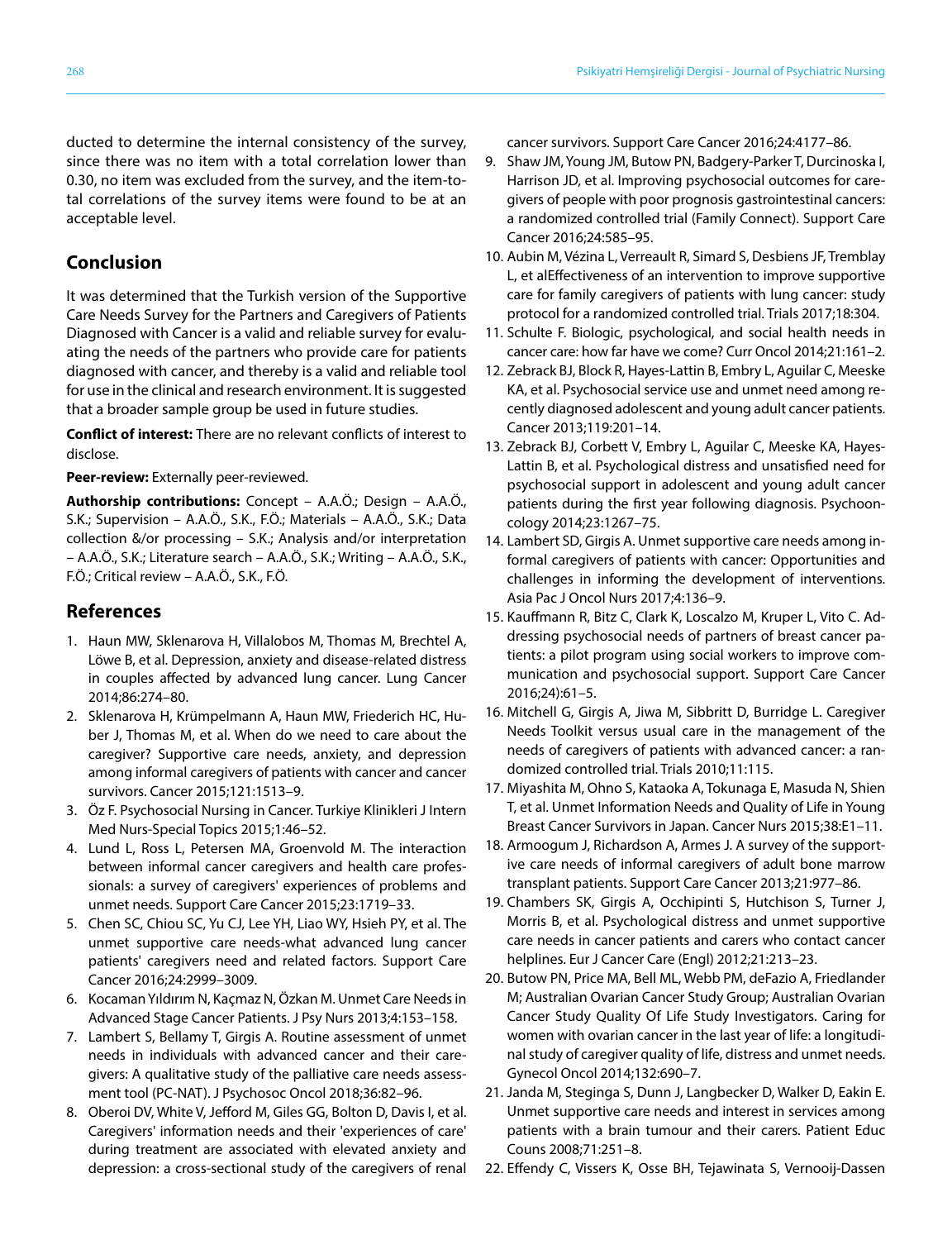ducted to determine the internal consistency of the survey, since there was no item with a total correlation lower than 0.30, no item was excluded from the survey, and the item-total correlations of the survey items were found to be at an acceptable level.

## Conclusion

It was determined that the Turkish version of the Supportive Care Needs Survey for the Partners and Caregivers of Patients Diagnosed with Cancer is a valid and reliable survey for evaluating the needs of the partners who provide care for patients diagnosed with cancer, and thereby is a valid and reliable tool for use in the clinical and research environment. It is suggested that a broader sample group be used in future studies.

**Conflict of interest:** There are no relevant conflicts of interest to disclose.

**Peer-review:** Externally peer-reviewed.

**Authorship contributions:** Concept – A.A.Ö.; Design – A.A.Ö., S.K.; Supervision – A.A.Ö., S.K., F.Ö.; Materials – A.A.Ö., S.K.; Data collection &/or processing – S.K.; Analysis and/or interpretation – A.A.Ö., S.K.; Literature search – A.A.Ö., S.K.; Writing – A.A.Ö., S.K., F.Ö.; Critical review – A.A.Ö., S.K., F.Ö.

## References

1. Haun MW, Sklenarova H, Villalobos M, Thomas M, Brechtel A, Löwe B, et al. Depression, anxiety and disease-related distress in couples affected by advanced lung cancer. Lung Cancer 2014;86:274–80.
2. Sklenarova H, Krümpelmann A, Haun MW, Friederich HC, Huber J, Thomas M, et al. When do we need to care about the caregiver? Supportive care needs, anxiety, and depression among informal caregivers of patients with cancer and cancer survivors. Cancer 2015;121:1513–9.
3. Öz F. Psychosocial Nursing in Cancer. Turkiye Klinikleri J Intern Med Nurs-Special Topics 2015;1:46–52.
4. Lund L, Ross L, Petersen MA, Groenvold M. The interaction between informal cancer caregivers and health care professionals: a survey of caregivers' experiences of problems and unmet needs. Support Care Cancer 2015;23:1719–33.
5. Chen SC, Chiou SC, Yu CJ, Lee YH, Liao WY, Hsieh PY, et al. The unmet supportive care needs-what advanced lung cancer patients' caregivers need and related factors. Support Care Cancer 2016;24:2999–3009.
6. Kocaman Yıldırım N, Kaçmaz N, Özkan M. Unmet Care Needs in Advanced Stage Cancer Patients. J Psy Nurs 2013;4:153–158.
7. Lambert S, Bellamy T, Girgis A. Routine assessment of unmet needs in individuals with advanced cancer and their caregivers: A qualitative study of the palliative care needs assessment tool (PC-NAT). J Psychosoc Oncol 2018;36:82–96.
8. Oberoi DV, White V, Jefford M, Giles GG, Bolton D, Davis I, et al. Caregivers' information needs and their 'experiences of care' during treatment are associated with elevated anxiety and depression: a cross-sectional study of the caregivers of renal cancer survivors. Support Care Cancer 2016;24:4177–86.
9. Shaw JM, Young JM, Butow PN, Badgery-Parker T, Durcinoska I, Harrison JD, et al. Improving psychosocial outcomes for caregivers of people with poor prognosis gastrointestinal cancers: a randomized controlled trial (Family Connect). Support Care Cancer 2016;24:585–95.
10. Aubin M, Vézina L, Verreault R, Simard S, Desbiens JF, Tremblay L, et alEffectiveness of an intervention to improve supportive care for family caregivers of patients with lung cancer: study protocol for a randomized controlled trial. Trials 2017;18:304.
11. Schulte F. Biologic, psychological, and social health needs in cancer care: how far have we come? Curr Oncol 2014;21:161–2.
12. Zebrack BJ, Block R, Hayes-Lattin B, Embry L, Aguilar C, Meeske KA, et al. Psychosocial service use and unmet need among recently diagnosed adolescent and young adult cancer patients. Cancer 2013;119:201–14.
13. Zebrack BJ, Corbett V, Embry L, Aguilar C, Meeske KA, Hayes-Lattin B, et al. Psychological distress and unsatisfied need for psychosocial support in adolescent and young adult cancer patients during the first year following diagnosis. Psychooncology 2014;23:1267–75.
14. Lambert SD, Girgis A. Unmet supportive care needs among informal caregivers of patients with cancer: Opportunities and challenges in informing the development of interventions. Asia Pac J Oncol Nurs 2017;4:136–9.
15. Kauffmann R, Bitz C, Clark K, Loscalzo M, Kruper L, Vito C. Adressing psychosocial needs of partners of breast cancer patients: a pilot program using social workers to improve communication and psychosocial support. Support Care Cancer 2016;24):61–5.
16. Mitchell G, Girgis A, Jiwa M, Sibbritt D, Burridge L. Caregiver Needs Toolkit versus usual care in the management of the needs of caregivers of patients with advanced cancer: a randomized controlled trial. Trials 2010;11:115.
17. Miyashita M, Ohno S, Kataoka A, Tokunaga E, Masuda N, Shien T, et al. Unmet Information Needs and Quality of Life in Young Breast Cancer Survivors in Japan. Cancer Nurs 2015;38:E1–11.
18. Armoogum J, Richardson A, Armes J. A survey of the supportive care needs of informal caregivers of adult bone marrow transplant patients. Support Care Cancer 2013;21:977–86.
19. Chambers SK, Girgis A, Occhipinti S, Hutchison S, Turner J, Morris B, et al. Psychological distress and unmet supportive care needs in cancer patients and carers who contact cancer helplines. Eur J Cancer Care (Engl) 2012;21:213–23.
20. Butow PN, Price MA, Bell ML, Webb PM, deFazio A, Friedlander M; Australian Ovarian Cancer Study Group; Australian Ovarian Cancer Study Quality Of Life Study Investigators. Caring for women with ovarian cancer in the last year of life: a longitudinal study of caregiver quality of life, distress and unmet needs. Gynecol Oncol 2014;132:690–7.
21. Janda M, Steginga S, Dunn J, Langbecker D, Walker D, Eakin E. Unmet supportive care needs and interest in services among patients with a brain tumour and their carers. Patient Educ Couns 2008;71:251–8.
22. Effendy C, Vissers K, Osse BH, Tejawinata S, Vernooij-Dassen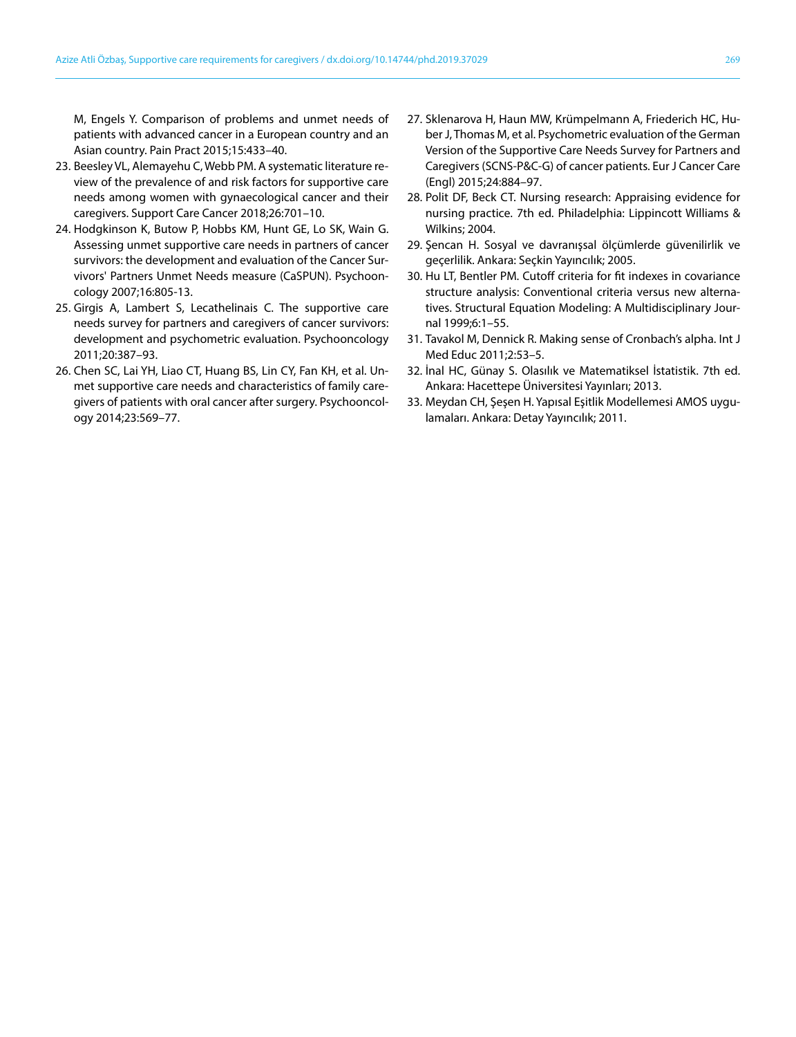M, Engels Y. Comparison of problems and unmet needs of patients with advanced cancer in a European country and an Asian country. Pain Pract 2015;15:433–40.

23. Beesley VL, Alemayehu C, Webb PM. A systematic literature review of the prevalence of and risk factors for supportive care needs among women with gynaecological cancer and their caregivers. Support Care Cancer 2018;26:701–10.
24. Hodgkinson K, Butow P, Hobbs KM, Hunt GE, Lo SK, Wain G. Assessing unmet supportive care needs in partners of cancer survivors: the development and evaluation of the Cancer Survivors' Partners Unmet Needs measure (CaSPUN). Psychooncology 2007;16:805-13.
25. Girgis A, Lambert S, Lecathelinais C. The supportive care needs survey for partners and caregivers of cancer survivors: development and psychometric evaluation. Psychooncology 2011;20:387–93.
26. Chen SC, Lai YH, Liao CT, Huang BS, Lin CY, Fan KH, et al. Unmet supportive care needs and characteristics of family caregivers of patients with oral cancer after surgery. Psychooncology 2014;23:569–77.
27. Sklenarova H, Haun MW, Krümpelmann A, Friederich HC, Huber J, Thomas M, et al. Psychometric evaluation of the German Version of the Supportive Care Needs Survey for Partners and Caregivers (SCNS-P&C-G) of cancer patients. Eur J Cancer Care (Engl) 2015;24:884–97.
28. Polit DF, Beck CT. Nursing research: Appraising evidence for nursing practice. 7th ed. Philadelphia: Lippincott Williams & Wilkins; 2004.
29. Şencan H. Sosyal ve davranışsal ölçümlerde güvenilirlik ve geçerlilik. Ankara: Seçkin Yayıncılık; 2005.
30. Hu LT, Bentler PM. Cutoff criteria for fit indexes in covariance structure analysis: Conventional criteria versus new alternatives. Structural Equation Modeling: A Multidisciplinary Journal 1999;6:1–55.
31. Tavakol M, Dennick R. Making sense of Cronbach's alpha. Int J Med Educ 2011;2:53–5.
32. İnal HC, Günay S. Olasılık ve Matematiksel İstatistik. 7th ed. Ankara: Hacettepe Üniversitesi Yayınları; 2013.
33. Meydan CH, Şeşen H. Yapısal Eşitlik Modellemesi AMOS uygulamaları. Ankara: Detay Yayıncılık; 2011.